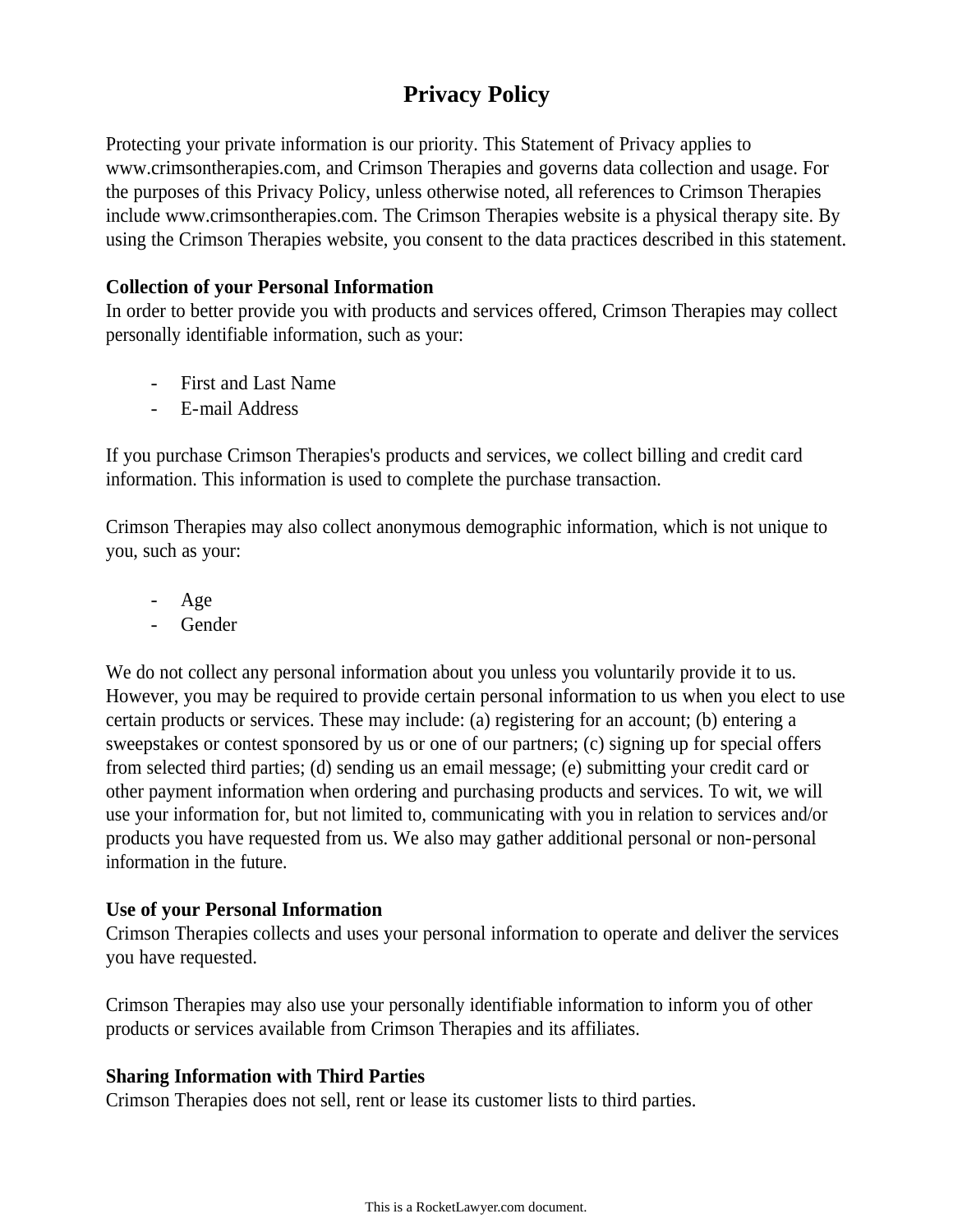# Privacy Policy

Protecting your private information is our priority. This Statement of Privacy applies to www.crimsontherapies.com, and Crimson Therapies and governs data collection and usage. For the purposes of this Privacy Policy, unless otherwise noted, all references to Crimson Therapies include www.crimsontherapies.com. The Crimson Therapies website is a physical therapy site. By using the Crimson Therapies website, you consent to the data practices described in this statement.

**Collection of your Personal Information**
In order to better provide you with products and services offered, Crimson Therapies may collect personally identifiable information, such as your:

- First and Last Name
- E-mail Address

If you purchase Crimson Therapies's products and services, we collect billing and credit card information. This information is used to complete the purchase transaction.

Crimson Therapies may also collect anonymous demographic information, which is not unique to you, such as your:

- Age
- Gender

We do not collect any personal information about you unless you voluntarily provide it to us. However, you may be required to provide certain personal information to us when you elect to use certain products or services. These may include: (a) registering for an account; (b) entering a sweepstakes or contest sponsored by us or one of our partners; (c) signing up for special offers from selected third parties; (d) sending us an email message; (e) submitting your credit card or other payment information when ordering and purchasing products and services. To wit, we will use your information for, but not limited to, communicating with you in relation to services and/or products you have requested from us. We also may gather additional personal or non-personal information in the future.

**Use of your Personal Information**
Crimson Therapies collects and uses your personal information to operate and deliver the services you have requested.

Crimson Therapies may also use your personally identifiable information to inform you of other products or services available from Crimson Therapies and its affiliates.

**Sharing Information with Third Parties**
Crimson Therapies does not sell, rent or lease its customer lists to third parties.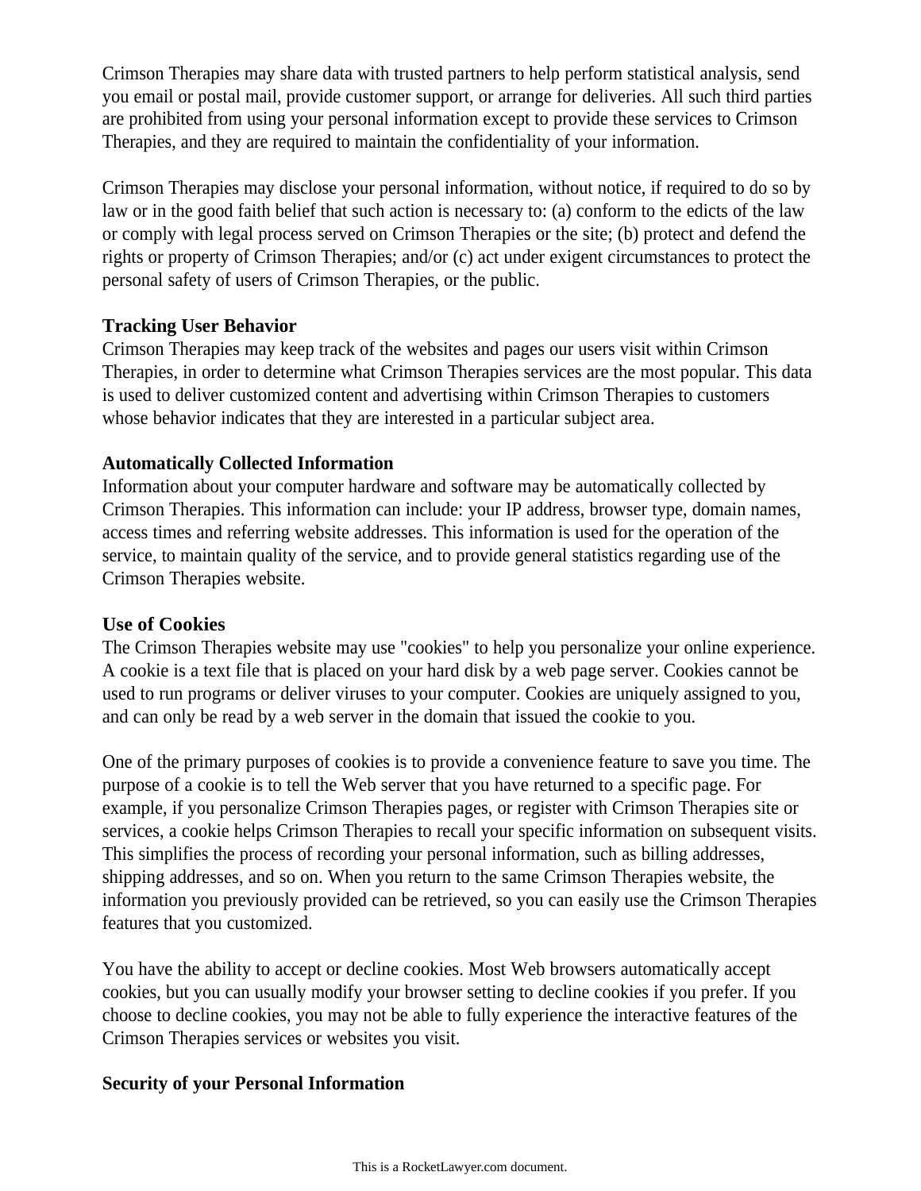Crimson Therapies may share data with trusted partners to help perform statistical analysis, send you email or postal mail, provide customer support, or arrange for deliveries. All such third parties are prohibited from using your personal information except to provide these services to Crimson Therapies, and they are required to maintain the confidentiality of your information.

Crimson Therapies may disclose your personal information, without notice, if required to do so by law or in the good faith belief that such action is necessary to: (a) conform to the edicts of the law or comply with legal process served on Crimson Therapies or the site; (b) protect and defend the rights or property of Crimson Therapies; and/or (c) act under exigent circumstances to protect the personal safety of users of Crimson Therapies, or the public.

**Tracking User Behavior**

Crimson Therapies may keep track of the websites and pages our users visit within Crimson Therapies, in order to determine what Crimson Therapies services are the most popular. This data is used to deliver customized content and advertising within Crimson Therapies to customers whose behavior indicates that they are interested in a particular subject area.

**Automatically Collected Information**

Information about your computer hardware and software may be automatically collected by Crimson Therapies. This information can include: your IP address, browser type, domain names, access times and referring website addresses. This information is used for the operation of the service, to maintain quality of the service, and to provide general statistics regarding use of the Crimson Therapies website.

**Use of Cookies**

The Crimson Therapies website may use "cookies" to help you personalize your online experience. A cookie is a text file that is placed on your hard disk by a web page server. Cookies cannot be used to run programs or deliver viruses to your computer. Cookies are uniquely assigned to you, and can only be read by a web server in the domain that issued the cookie to you.

One of the primary purposes of cookies is to provide a convenience feature to save you time. The purpose of a cookie is to tell the Web server that you have returned to a specific page. For example, if you personalize Crimson Therapies pages, or register with Crimson Therapies site or services, a cookie helps Crimson Therapies to recall your specific information on subsequent visits. This simplifies the process of recording your personal information, such as billing addresses, shipping addresses, and so on. When you return to the same Crimson Therapies website, the information you previously provided can be retrieved, so you can easily use the Crimson Therapies features that you customized.

You have the ability to accept or decline cookies. Most Web browsers automatically accept cookies, but you can usually modify your browser setting to decline cookies if you prefer. If you choose to decline cookies, you may not be able to fully experience the interactive features of the Crimson Therapies services or websites you visit.

**Security of your Personal Information**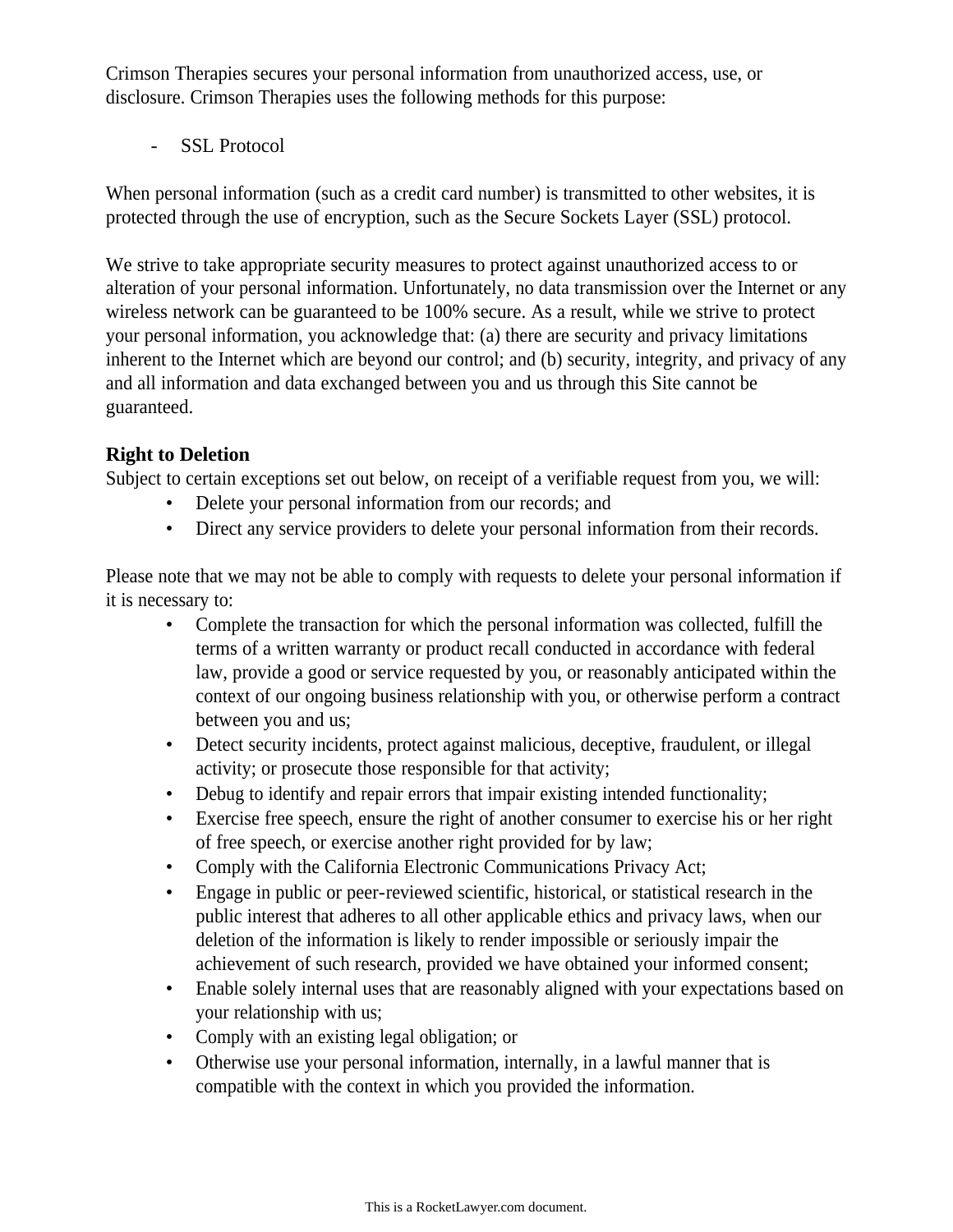Crimson Therapies secures your personal information from unauthorized access, use, or disclosure. Crimson Therapies uses the following methods for this purpose:

- SSL Protocol

When personal information (such as a credit card number) is transmitted to other websites, it is protected through the use of encryption, such as the Secure Sockets Layer (SSL) protocol.

We strive to take appropriate security measures to protect against unauthorized access to or alteration of your personal information. Unfortunately, no data transmission over the Internet or any wireless network can be guaranteed to be 100% secure. As a result, while we strive to protect your personal information, you acknowledge that: (a) there are security and privacy limitations inherent to the Internet which are beyond our control; and (b) security, integrity, and privacy of any and all information and data exchanged between you and us through this Site cannot be guaranteed.

**Right to Deletion**

Subject to certain exceptions set out below, on receipt of a verifiable request from you, we will:

- Delete your personal information from our records; and
- Direct any service providers to delete your personal information from their records.

Please note that we may not be able to comply with requests to delete your personal information if it is necessary to:

- Complete the transaction for which the personal information was collected, fulfill the terms of a written warranty or product recall conducted in accordance with federal law, provide a good or service requested by you, or reasonably anticipated within the context of our ongoing business relationship with you, or otherwise perform a contract between you and us;
- Detect security incidents, protect against malicious, deceptive, fraudulent, or illegal activity; or prosecute those responsible for that activity;
- Debug to identify and repair errors that impair existing intended functionality;
- Exercise free speech, ensure the right of another consumer to exercise his or her right of free speech, or exercise another right provided for by law;
- Comply with the California Electronic Communications Privacy Act;
- Engage in public or peer-reviewed scientific, historical, or statistical research in the public interest that adheres to all other applicable ethics and privacy laws, when our deletion of the information is likely to render impossible or seriously impair the achievement of such research, provided we have obtained your informed consent;
- Enable solely internal uses that are reasonably aligned with your expectations based on your relationship with us;
- Comply with an existing legal obligation; or
- Otherwise use your personal information, internally, in a lawful manner that is compatible with the context in which you provided the information.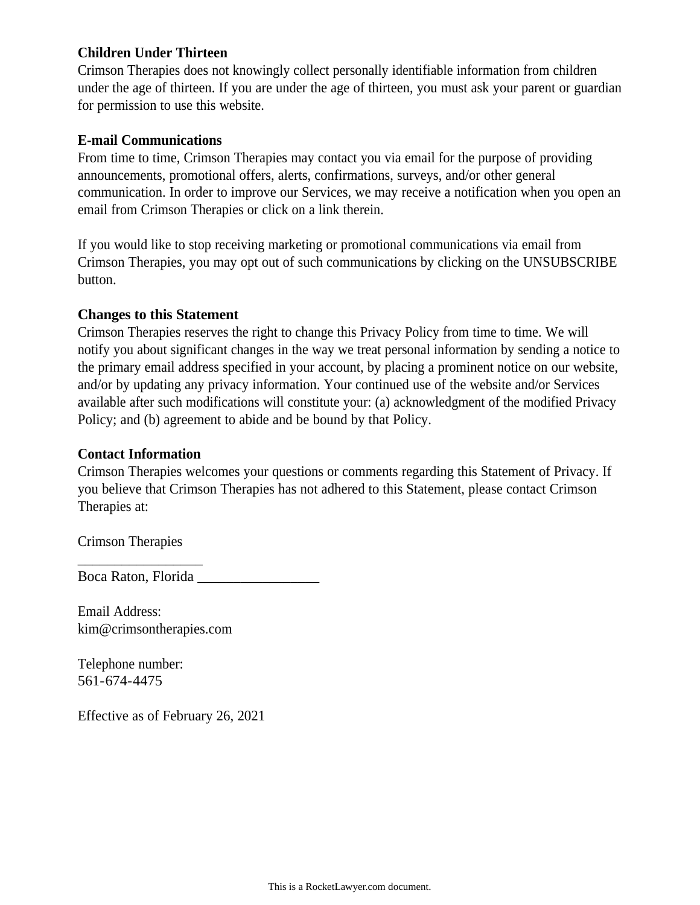**Children Under Thirteen**
Crimson Therapies does not knowingly collect personally identifiable information from children under the age of thirteen. If you are under the age of thirteen, you must ask your parent or guardian for permission to use this website.

**E-mail Communications**
From time to time, Crimson Therapies may contact you via email for the purpose of providing announcements, promotional offers, alerts, confirmations, surveys, and/or other general communication. In order to improve our Services, we may receive a notification when you open an email from Crimson Therapies or click on a link therein.

If you would like to stop receiving marketing or promotional communications via email from Crimson Therapies, you may opt out of such communications by clicking on the UNSUBSCRIBE button.

**Changes to this Statement**
Crimson Therapies reserves the right to change this Privacy Policy from time to time. We will notify you about significant changes in the way we treat personal information by sending a notice to the primary email address specified in your account, by placing a prominent notice on our website, and/or by updating any privacy information. Your continued use of the website and/or Services available after such modifications will constitute your: (a) acknowledgment of the modified Privacy Policy; and (b) agreement to abide and be bound by that Policy.

**Contact Information**
Crimson Therapies welcomes your questions or comments regarding this Statement of Privacy. If you believe that Crimson Therapies has not adhered to this Statement, please contact Crimson Therapies at:

Crimson Therapies
_________________
Boca Raton, Florida _________________

Email Address:
kim@crimsontherapies.com

Telephone number:
561-674-4475

Effective as of February 26, 2021

This is a RocketLawyer.com document.